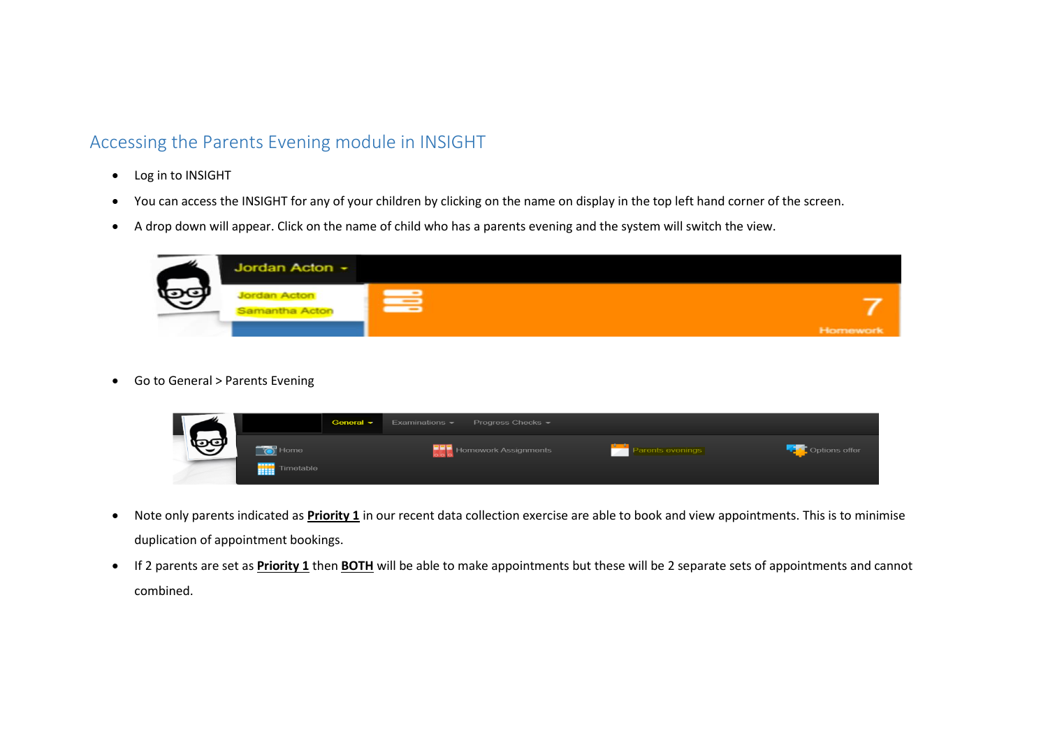## Accessing the Parents Evening module in INSIGHT

- Log in to INSIGHT
- You can access the INSIGHT for any of your children by clicking on the name on display in the top left hand corner of the screen.
- A drop down will appear. Click on the name of child who has a parents evening and the system will switch the view.

- Go to General > Parents Evening

- Note only parents indicated as **Priority 1** in our recent data collection exercise are able to book and view appointments. This is to minimise duplication of appointment bookings.
- If 2 parents are set as **Priority 1** then **BOTH** will be able to make appointments but these will be 2 separate sets of appointments and cannot combined.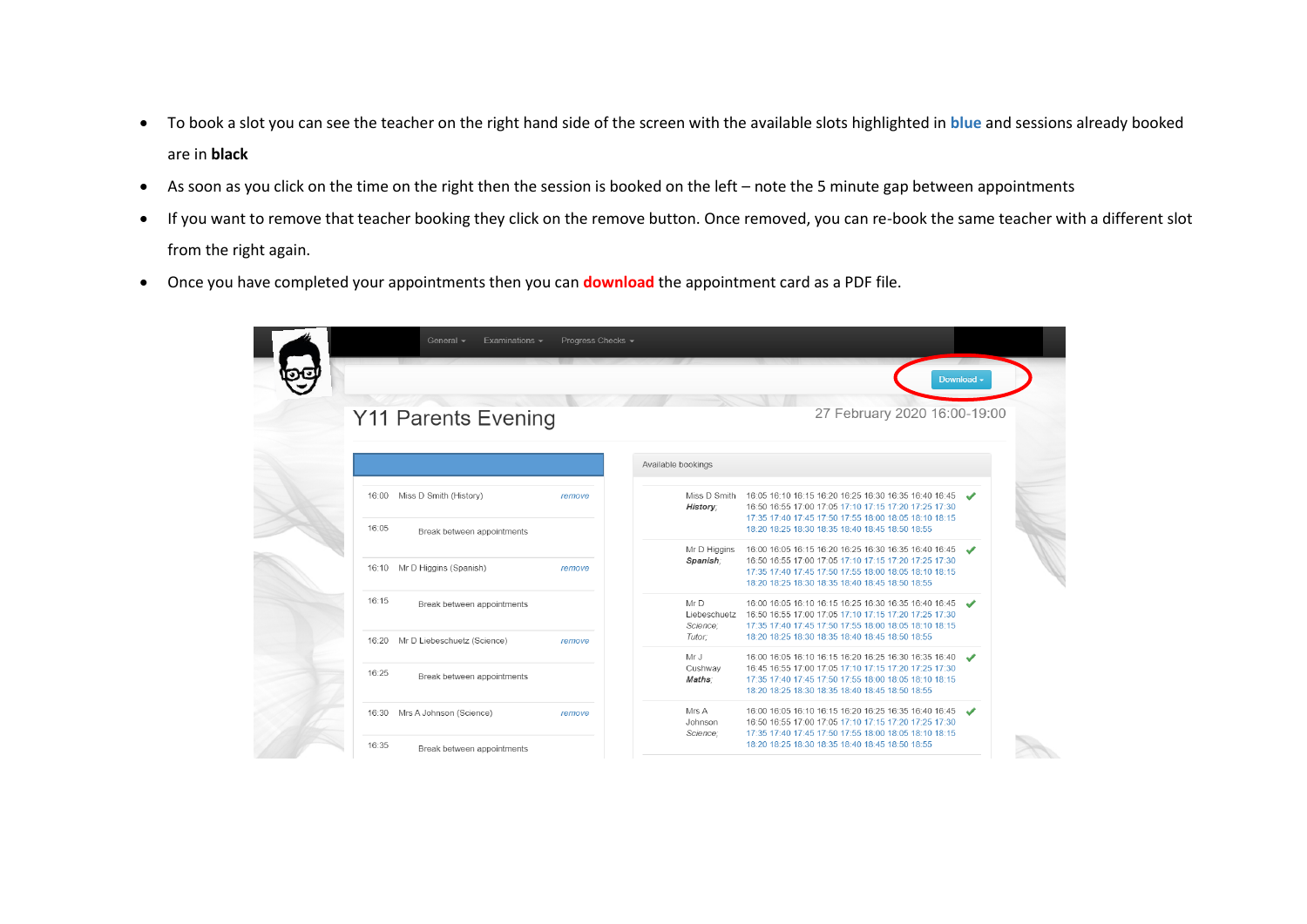- To book a slot you can see the teacher on the right hand side of the screen with the available slots highlighted in **blue** and sessions already booked are in **black**
- As soon as you click on the time on the right then the session is booked on the left – note the 5 minute gap between appointments
- If you want to remove that teacher booking they click on the remove button. Once removed, you can re-book the same teacher with a different slot from the right again.
- Once you have completed your appointments then you can **download** the appointment card as a PDF file.